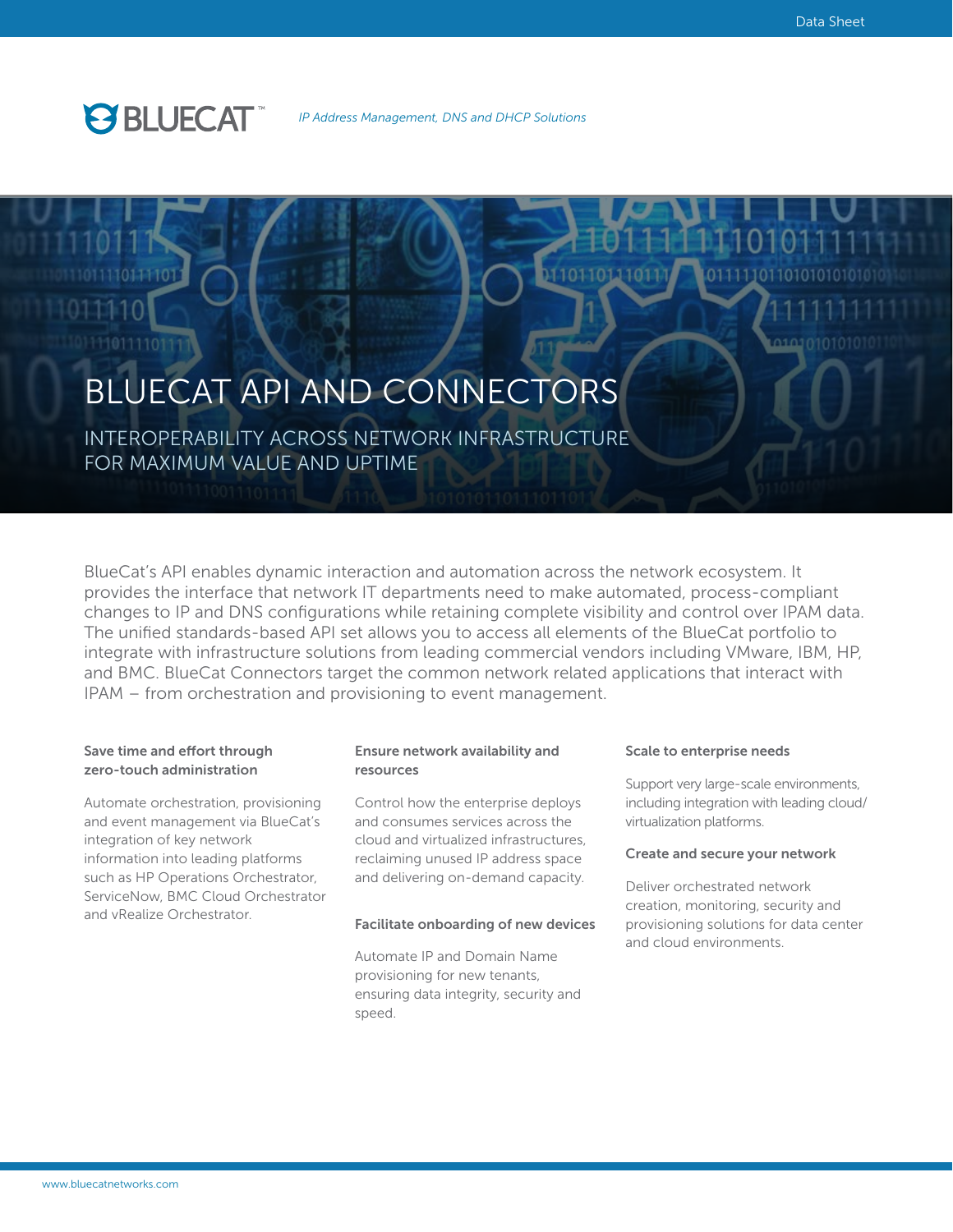BLUECAT™ *IP Address Management, DNS and DHCP Solutions*

# BLUECAT API AND CONNECTORS

## INTEROPERABILITY ACROSS NETWORK INFRASTRUCTURE FOR MAXIMUM VALUE AND UPTIME

BlueCat's API enables dynamic interaction and automation across the network ecosystem. It provides the interface that network IT departments need to make automated, process-compliant changes to IP and DNS configurations while retaining complete visibility and control over IPAM data. The unified standards-based API set allows you to access all elements of the BlueCat portfolio to integrate with infrastructure solutions from leading commercial vendors including VMware, IBM, HP, and BMC. BlueCat Connectors target the common network related applications that interact with IPAM – from orchestration and provisioning to event management.

### Save time and effort through zero-touch administration

Automate orchestration, provisioning and event management via BlueCat's integration of key network information into leading platforms such as HP Operations Orchestrator, ServiceNow, BMC Cloud Orchestrator and vRealize Orchestrator.

### Ensure network availability and resources

Control how the enterprise deploys and consumes services across the cloud and virtualized infrastructures, reclaiming unused IP address space and delivering on-demand capacity.

### Facilitate onboarding of new devices

Automate IP and Domain Name provisioning for new tenants, ensuring data integrity, security and speed.

### Scale to enterprise needs

Support very large-scale environments, including integration with leading cloud/virtualization platforms.

### Create and secure your network

Deliver orchestrated network creation, monitoring, security and provisioning solutions for data center and cloud environments.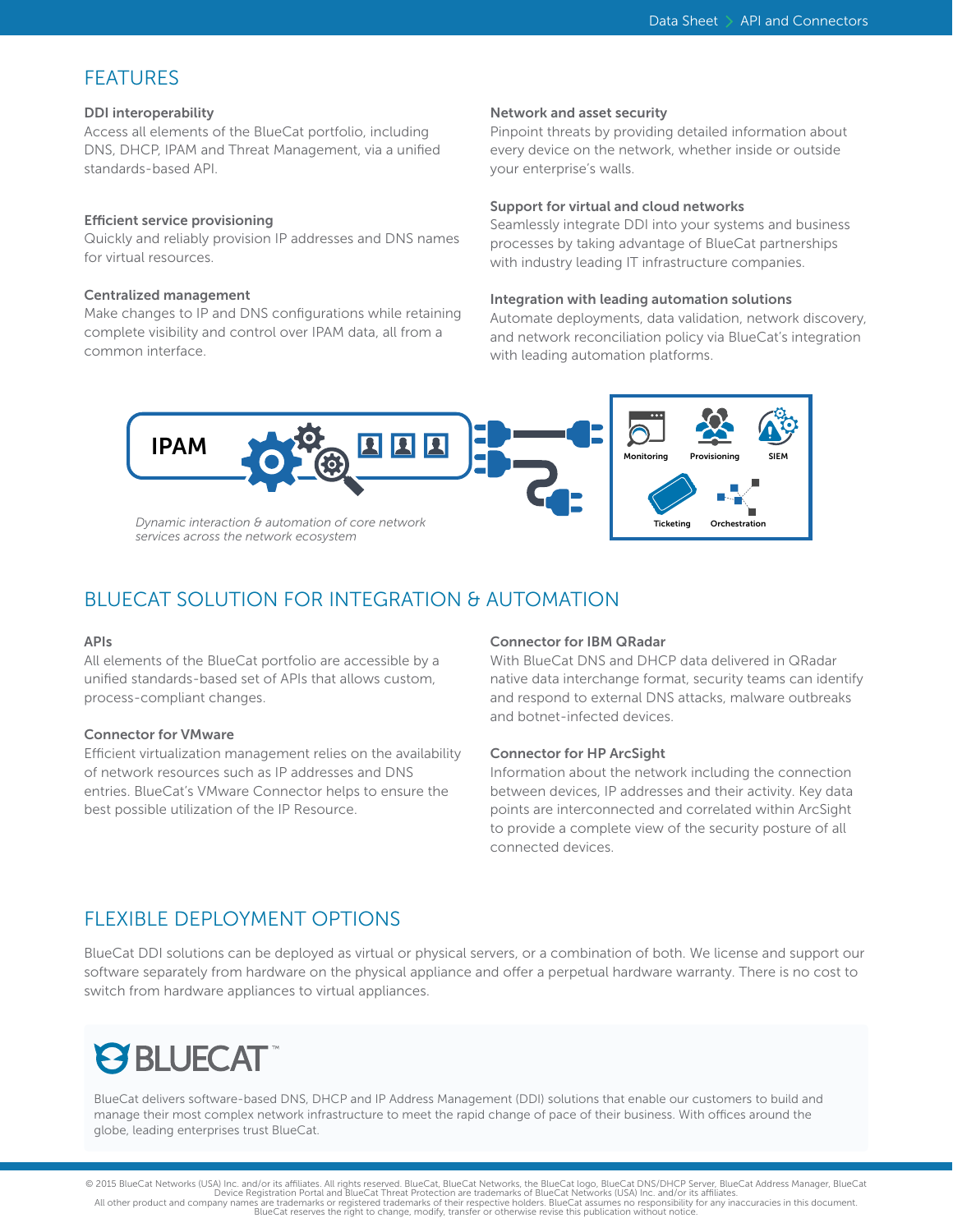## FEATURES

**DDI interoperability**
Access all elements of the BlueCat portfolio, including DNS, DHCP, IPAM and Threat Management, via a unified standards-based API.

**Efficient service provisioning**
Quickly and reliably provision IP addresses and DNS names for virtual resources.

**Centralized management**
Make changes to IP and DNS configurations while retaining complete visibility and control over IPAM data, all from a common interface.

**Network and asset security**
Pinpoint threats by providing detailed information about every device on the network, whether inside or outside your enterprise's walls.

**Support for virtual and cloud networks**
Seamlessly integrate DDI into your systems and business processes by taking advantage of BlueCat partnerships with industry leading IT infrastructure companies.

**Integration with leading automation solutions**
Automate deployments, data validation, network discovery, and network reconciliation policy via BlueCat's integration with leading automation platforms.

IPAM

Monitoring
Provisioning
SIEM
Ticketing
Orchestration

*Dynamic interaction & automation of core network services across the network ecosystem*

## BLUECAT SOLUTION FOR INTEGRATION & AUTOMATION

**APIs**
All elements of the BlueCat portfolio are accessible by a unified standards-based set of APIs that allows custom, process-compliant changes.

**Connector for VMware**
Efficient virtualization management relies on the availability of network resources such as IP addresses and DNS entries. BlueCat's VMware Connector helps to ensure the best possible utilization of the IP Resource.

**Connector for IBM QRadar**
With BlueCat DNS and DHCP data delivered in QRadar native data interchange format, security teams can identify and respond to external DNS attacks, malware outbreaks and botnet-infected devices.

**Connector for HP ArcSight**
Information about the network including the connection between devices, IP addresses and their activity. Key data points are interconnected and correlated within ArcSight to provide a complete view of the security posture of all connected devices.

## FLEXIBLE DEPLOYMENT OPTIONS

BlueCat DDI solutions can be deployed as virtual or physical servers, or a combination of both. We license and support our software separately from hardware on the physical appliance and offer a perpetual hardware warranty. There is no cost to switch from hardware appliances to virtual appliances.

BLUECAT™

BlueCat delivers software-based DNS, DHCP and IP Address Management (DDI) solutions that enable our customers to build and manage their most complex network infrastructure to meet the rapid change of pace of their business. With offices around the globe, leading enterprises trust BlueCat.

© 2015 BlueCat Networks (USA) Inc. and/or its affiliates. All rights reserved. BlueCat, BlueCat Networks, the BlueCat logo, BlueCat DNS/DHCP Server, BlueCat Address Manager, BlueCat Device Registration Portal and BlueCat Threat Protection are trademarks of BlueCat Networks (USA) Inc. and/or its affiliates. All other product and company names are trademarks or registered trademarks of their respective holders. BlueCat assumes no responsibility for any inaccuracies in this document. BlueCat reserves the right to change, modify, transfer or otherwise revise this publication without notice.